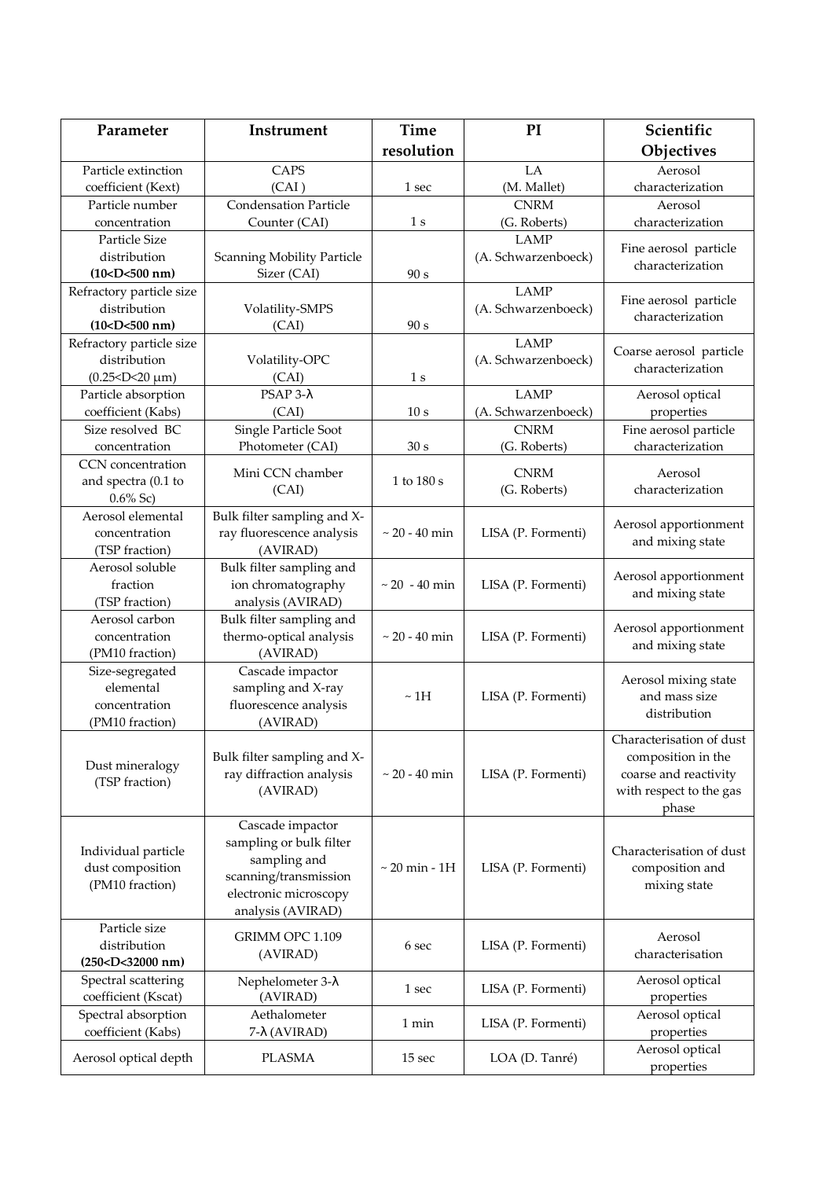| Parameter | Instrument | Time resolution | PI | Scientific Objectives |
|---|---|---|---|---|
| Particle extinction coefficient (Kext) | CAPS (CAI ) | 1 sec | LA (M. Mallet) | Aerosol characterization |
| Particle number concentration | Condensation Particle Counter (CAI) | 1 s | CNRM (G. Roberts) | Aerosol characterization |
| Particle Size distribution **(10<D<500 nm)** | Scanning Mobility Particle Sizer (CAI) | 90 s | LAMP (A. Schwarzenboeck) | Fine aerosol particle characterization |
| Refractory particle size distribution **(10<D<500 nm)** | Volatility-SMPS (CAI) | 90 s | LAMP (A. Schwarzenboeck) | Fine aerosol particle characterization |
| Refractory particle size distribution (0.25<D<20 μm) | Volatility-OPC (CAI) | 1 s | LAMP (A. Schwarzenboeck) | Coarse aerosol particle characterization |
| Particle absorption coefficient (Kabs) | PSAP 3-λ (CAI) | 10 s | LAMP (A. Schwarzenboeck) | Aerosol optical properties |
| Size resolved BC concentration | Single Particle Soot Photometer (CAI) | 30 s | CNRM (G. Roberts) | Fine aerosol particle characterization |
| CCN concentration and spectra (0.1 to 0.6% Sc) | Mini CCN chamber (CAI) | 1 to 180 s | CNRM (G. Roberts) | Aerosol characterization |
| Aerosol elemental concentration (TSP fraction) | Bulk filter sampling and X-ray fluorescence analysis (AVIRAD) | ~ 20 - 40 min | LISA (P. Formenti) | Aerosol apportionment and mixing state |
| Aerosol soluble fraction (TSP fraction) | Bulk filter sampling and ion chromatography analysis (AVIRAD) | ~ 20 - 40 min | LISA (P. Formenti) | Aerosol apportionment and mixing state |
| Aerosol carbon concentration (PM10 fraction) | Bulk filter sampling and thermo-optical analysis (AVIRAD) | ~ 20 - 40 min | LISA (P. Formenti) | Aerosol apportionment and mixing state |
| Size-segregated elemental concentration (PM10 fraction) | Cascade impactor sampling and X-ray fluorescence analysis (AVIRAD) | ~ 1H | LISA (P. Formenti) | Aerosol mixing state and mass size distribution |
| Dust mineralogy (TSP fraction) | Bulk filter sampling and X-ray diffraction analysis (AVIRAD) | ~ 20 - 40 min | LISA (P. Formenti) | Characterisation of dust composition in the coarse and reactivity with respect to the gas phase |
| Individual particle dust composition (PM10 fraction) | Cascade impactor sampling or bulk filter sampling and scanning/transmission electronic microscopy analysis (AVIRAD) | ~ 20 min - 1H | LISA (P. Formenti) | Characterisation of dust composition and mixing state |
| Particle size distribution **(250<D<32000 nm)** | GRIMM OPC 1.109 (AVIRAD) | 6 sec | LISA (P. Formenti) | Aerosol characterisation |
| Spectral scattering coefficient (Kscat) | Nephelometer 3-λ (AVIRAD) | 1 sec | LISA (P. Formenti) | Aerosol optical properties |
| Spectral absorption coefficient (Kabs) | Aethalometer 7-λ (AVIRAD) | 1 min | LISA (P. Formenti) | Aerosol optical properties |
| Aerosol optical depth | PLASMA | 15 sec | LOA (D. Tanré) | Aerosol optical properties |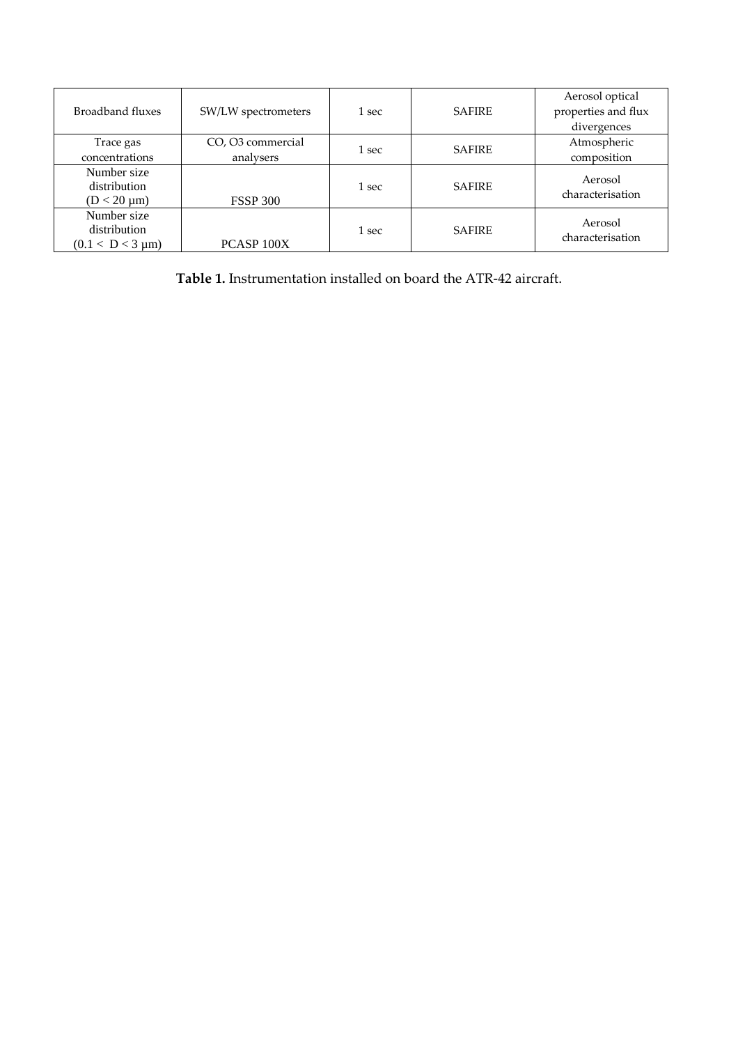| | | | | |
|---|---|---|---|---|
| Broadband fluxes | SW/LW spectrometers | 1 sec | SAFIRE | Aerosol optical properties and flux divergences |
| Trace gas concentrations | CO, O3 commercial analysers | 1 sec | SAFIRE | Atmospheric composition |
| Number size distribution (D < 20 µm) | FSSP 300 | 1 sec | SAFIRE | Aerosol characterisation |
| Number size distribution (0.1 < D < 3 µm) | PCASP 100X | 1 sec | SAFIRE | Aerosol characterisation |

**Table 1.** Instrumentation installed on board the ATR-42 aircraft.